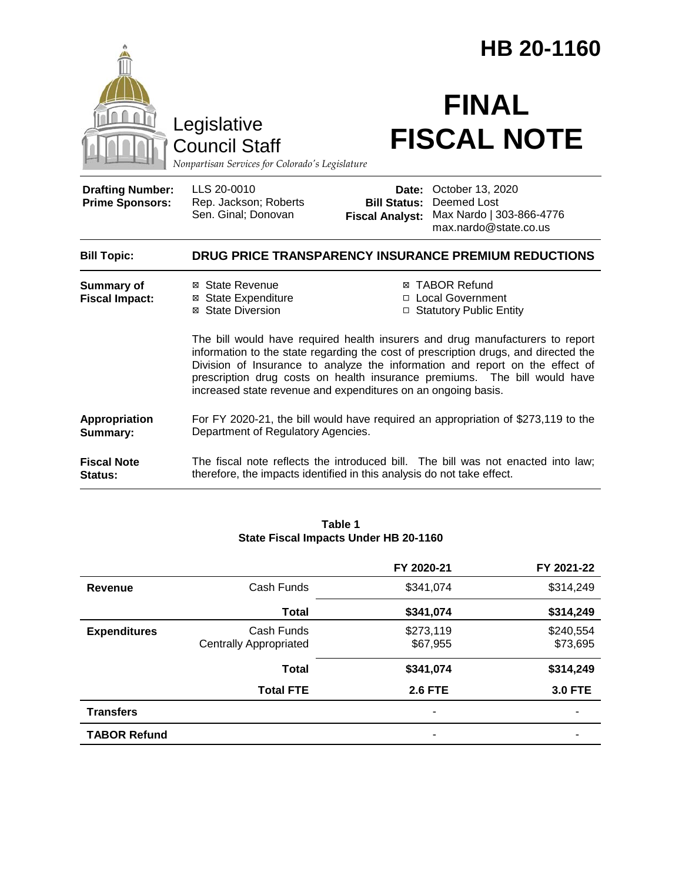# HB 20-1160

Legislative Council Staff

*Nonpartisan Services for Colorado's Legislature*

# FINAL FISCAL NOTE

| | | | |
|---|---|---|---|
| **Drafting Number:** | LLS 20-0010 | **Date:** | October 13, 2020 |
| **Prime Sponsors:** | Rep. Jackson; Roberts<br>Sen. Ginal; Donovan | **Bill Status:** | Deemed Lost |
| | | **Fiscal Analyst:** | Max Nardo \| 303-866-4776<br>max.nardo@state.co.us |

**Bill Topic:** **DRUG PRICE TRANSPARENCY INSURANCE PREMIUM REDUCTIONS**

**Summary of Fiscal Impact:**

- ☒ State Revenue
- ☒ State Expenditure
- ☒ State Diversion
- ☒ TABOR Refund
- ☐ Local Government
- ☐ Statutory Public Entity

The bill would have required health insurers and drug manufacturers to report information to the state regarding the cost of prescription drugs, and directed the Division of Insurance to analyze the information and report on the effect of prescription drug costs on health insurance premiums. The bill would have increased state revenue and expenditures on an ongoing basis.

**Appropriation Summary:** For FY 2020-21, the bill would have required an appropriation of $273,119 to the Department of Regulatory Agencies.

**Fiscal Note Status:** The fiscal note reflects the introduced bill. The bill was not enacted into law; therefore, the impacts identified in this analysis do not take effect.

**Table 1**
**State Fiscal Impacts Under HB 20-1160**

| | | FY 2020-21 | FY 2021-22 |
|---|---|---|---|
| **Revenue** | Cash Funds | $341,074 | $314,249 |
| | **Total** | **$341,074** | **$314,249** |
| **Expenditures** | Cash Funds<br>Centrally Appropriated | $273,119<br>$67,955 | $240,554<br>$73,695 |
| | **Total** | **$341,074** | **$314,249** |
| | **Total FTE** | **2.6 FTE** | **3.0 FTE** |
| **Transfers** | | - | - |
| **TABOR Refund** | | - | - |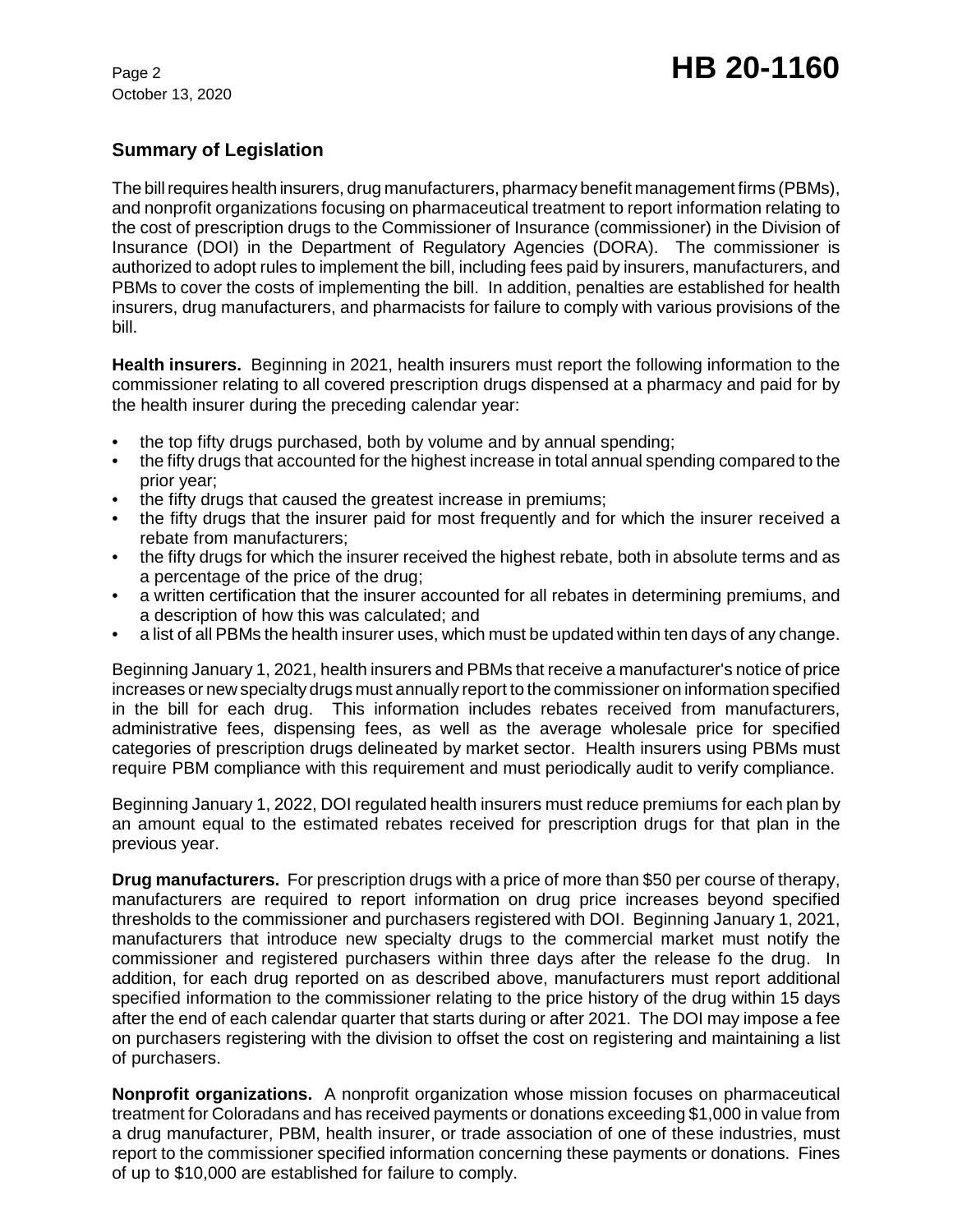## Summary of Legislation

The bill requires health insurers, drug manufacturers, pharmacy benefit management firms (PBMs), and nonprofit organizations focusing on pharmaceutical treatment to report information relating to the cost of prescription drugs to the Commissioner of Insurance (commissioner) in the Division of Insurance (DOI) in the Department of Regulatory Agencies (DORA). The commissioner is authorized to adopt rules to implement the bill, including fees paid by insurers, manufacturers, and PBMs to cover the costs of implementing the bill. In addition, penalties are established for health insurers, drug manufacturers, and pharmacists for failure to comply with various provisions of the bill.

**Health insurers.** Beginning in 2021, health insurers must report the following information to the commissioner relating to all covered prescription drugs dispensed at a pharmacy and paid for by the health insurer during the preceding calendar year:

- the top fifty drugs purchased, both by volume and by annual spending;
- the fifty drugs that accounted for the highest increase in total annual spending compared to the prior year;
- the fifty drugs that caused the greatest increase in premiums;
- the fifty drugs that the insurer paid for most frequently and for which the insurer received a rebate from manufacturers;
- the fifty drugs for which the insurer received the highest rebate, both in absolute terms and as a percentage of the price of the drug;
- a written certification that the insurer accounted for all rebates in determining premiums, and a description of how this was calculated; and
- a list of all PBMs the health insurer uses, which must be updated within ten days of any change.

Beginning January 1, 2021, health insurers and PBMs that receive a manufacturer's notice of price increases or new specialty drugs must annually report to the commissioner on information specified in the bill for each drug. This information includes rebates received from manufacturers, administrative fees, dispensing fees, as well as the average wholesale price for specified categories of prescription drugs delineated by market sector. Health insurers using PBMs must require PBM compliance with this requirement and must periodically audit to verify compliance.

Beginning January 1, 2022, DOI regulated health insurers must reduce premiums for each plan by an amount equal to the estimated rebates received for prescription drugs for that plan in the previous year.

**Drug manufacturers.** For prescription drugs with a price of more than $50 per course of therapy, manufacturers are required to report information on drug price increases beyond specified thresholds to the commissioner and purchasers registered with DOI. Beginning January 1, 2021, manufacturers that introduce new specialty drugs to the commercial market must notify the commissioner and registered purchasers within three days after the release fo the drug. In addition, for each drug reported on as described above, manufacturers must report additional specified information to the commissioner relating to the price history of the drug within 15 days after the end of each calendar quarter that starts during or after 2021. The DOI may impose a fee on purchasers registering with the division to offset the cost on registering and maintaining a list of purchasers.

**Nonprofit organizations.** A nonprofit organization whose mission focuses on pharmaceutical treatment for Coloradans and has received payments or donations exceeding $1,000 in value from a drug manufacturer, PBM, health insurer, or trade association of one of these industries, must report to the commissioner specified information concerning these payments or donations. Fines of up to $10,000 are established for failure to comply.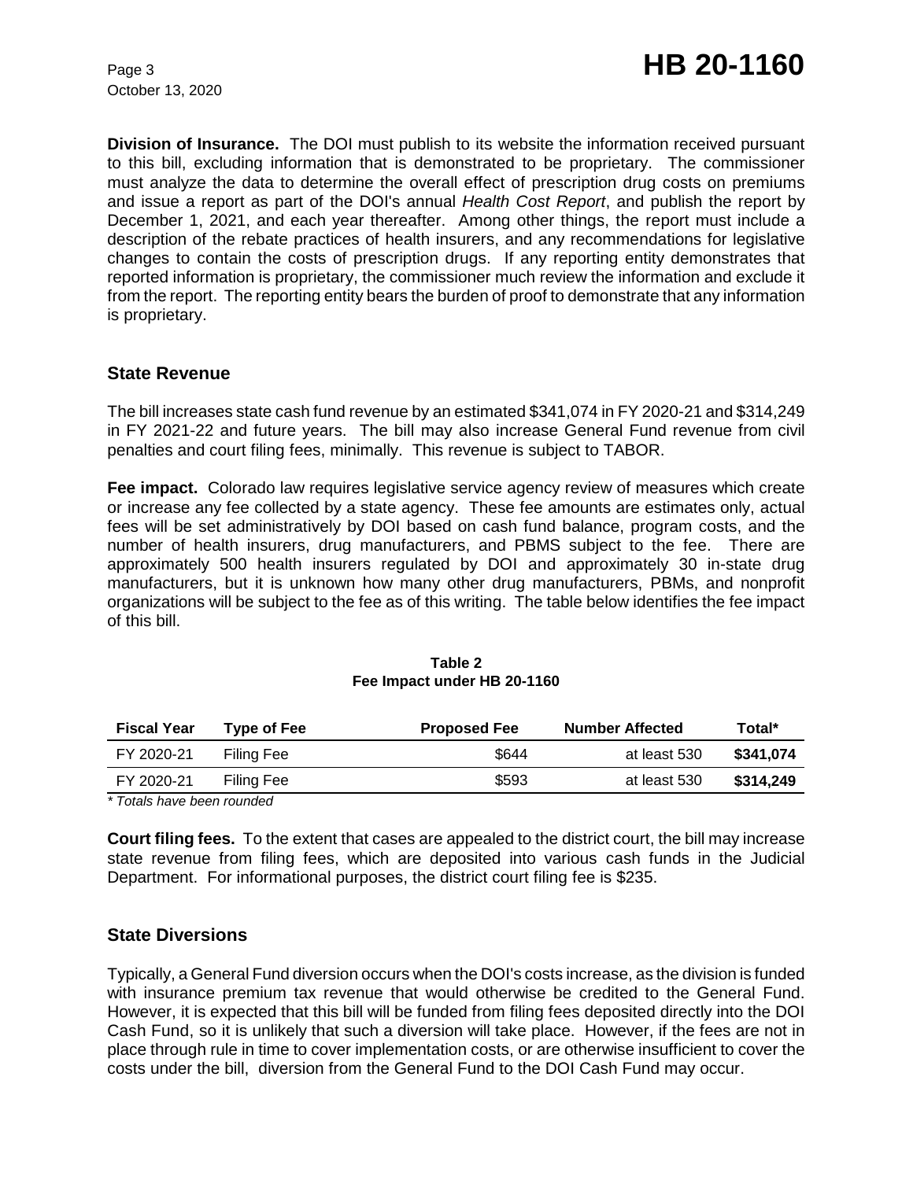**Division of Insurance.** The DOI must publish to its website the information received pursuant to this bill, excluding information that is demonstrated to be proprietary. The commissioner must analyze the data to determine the overall effect of prescription drug costs on premiums and issue a report as part of the DOI's annual *Health Cost Report*, and publish the report by December 1, 2021, and each year thereafter. Among other things, the report must include a description of the rebate practices of health insurers, and any recommendations for legislative changes to contain the costs of prescription drugs. If any reporting entity demonstrates that reported information is proprietary, the commissioner much review the information and exclude it from the report. The reporting entity bears the burden of proof to demonstrate that any information is proprietary.

## State Revenue

The bill increases state cash fund revenue by an estimated $341,074 in FY 2020-21 and $314,249 in FY 2021-22 and future years. The bill may also increase General Fund revenue from civil penalties and court filing fees, minimally. This revenue is subject to TABOR.

**Fee impact.** Colorado law requires legislative service agency review of measures which create or increase any fee collected by a state agency. These fee amounts are estimates only, actual fees will be set administratively by DOI based on cash fund balance, program costs, and the number of health insurers, drug manufacturers, and PBMS subject to the fee. There are approximately 500 health insurers regulated by DOI and approximately 30 in-state drug manufacturers, but it is unknown how many other drug manufacturers, PBMs, and nonprofit organizations will be subject to the fee as of this writing. The table below identifies the fee impact of this bill.

**Table 2**
**Fee Impact under HB 20-1160**

| Fiscal Year | Type of Fee | Proposed Fee | Number Affected | Total* |
|---|---|---|---|---|
| FY 2020-21 | Filing Fee | $644 | at least 530 | **$341,074** |
| FY 2020-21 | Filing Fee | $593 | at least 530 | **$314,249** |

*\* Totals have been rounded*

**Court filing fees.** To the extent that cases are appealed to the district court, the bill may increase state revenue from filing fees, which are deposited into various cash funds in the Judicial Department. For informational purposes, the district court filing fee is $235.

## State Diversions

Typically, a General Fund diversion occurs when the DOI's costs increase, as the division is funded with insurance premium tax revenue that would otherwise be credited to the General Fund. However, it is expected that this bill will be funded from filing fees deposited directly into the DOI Cash Fund, so it is unlikely that such a diversion will take place. However, if the fees are not in place through rule in time to cover implementation costs, or are otherwise insufficient to cover the costs under the bill, diversion from the General Fund to the DOI Cash Fund may occur.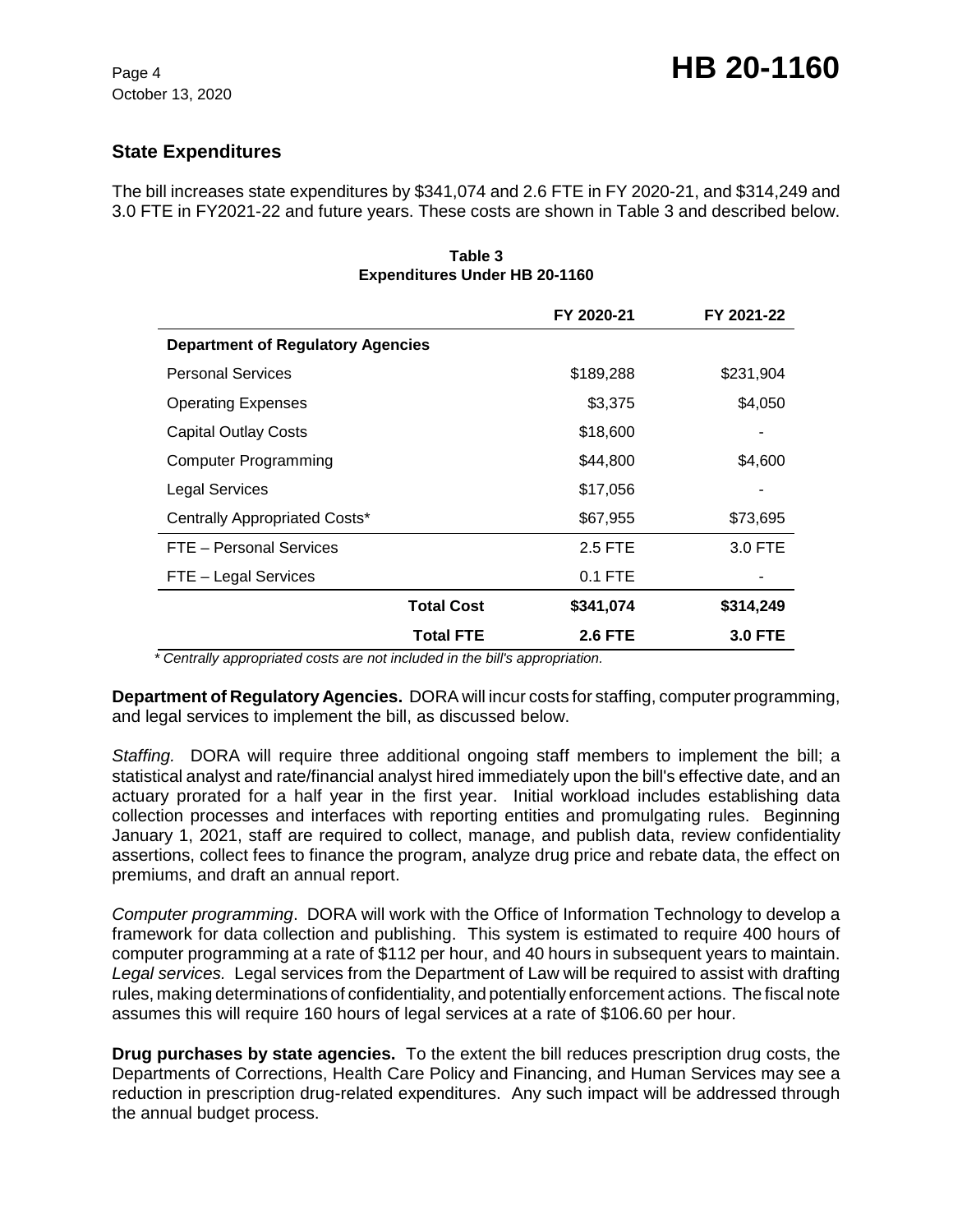## State Expenditures

The bill increases state expenditures by $341,074 and 2.6 FTE in FY 2020-21, and $314,249 and 3.0 FTE in FY2021-22 and future years. These costs are shown in Table 3 and described below.

**Table 3**
**Expenditures Under HB 20-1160**

| | FY 2020-21 | FY 2021-22 |
|---|---|---|
| **Department of Regulatory Agencies** | | |
| Personal Services | $189,288 | $231,904 |
| Operating Expenses | $3,375 | $4,050 |
| Capital Outlay Costs | $18,600 | - |
| Computer Programming | $44,800 | $4,600 |
| Legal Services | $17,056 | - |
| Centrally Appropriated Costs* | $67,955 | $73,695 |
| FTE – Personal Services | 2.5 FTE | 3.0 FTE |
| FTE – Legal Services | 0.1 FTE | - |
| **Total Cost** | **$341,074** | **$314,249** |
| **Total FTE** | **2.6 FTE** | **3.0 FTE** |

*\* Centrally appropriated costs are not included in the bill's appropriation.*

**Department of Regulatory Agencies.** DORA will incur costs for staffing, computer programming, and legal services to implement the bill, as discussed below.

*Staffing.* DORA will require three additional ongoing staff members to implement the bill; a statistical analyst and rate/financial analyst hired immediately upon the bill's effective date, and an actuary prorated for a half year in the first year. Initial workload includes establishing data collection processes and interfaces with reporting entities and promulgating rules. Beginning January 1, 2021, staff are required to collect, manage, and publish data, review confidentiality assertions, collect fees to finance the program, analyze drug price and rebate data, the effect on premiums, and draft an annual report.

*Computer programming*. DORA will work with the Office of Information Technology to develop a framework for data collection and publishing. This system is estimated to require 400 hours of computer programming at a rate of $112 per hour, and 40 hours in subsequent years to maintain.
*Legal services.* Legal services from the Department of Law will be required to assist with drafting rules, making determinations of confidentiality, and potentially enforcement actions. The fiscal note assumes this will require 160 hours of legal services at a rate of $106.60 per hour.

**Drug purchases by state agencies.** To the extent the bill reduces prescription drug costs, the Departments of Corrections, Health Care Policy and Financing, and Human Services may see a reduction in prescription drug-related expenditures. Any such impact will be addressed through the annual budget process.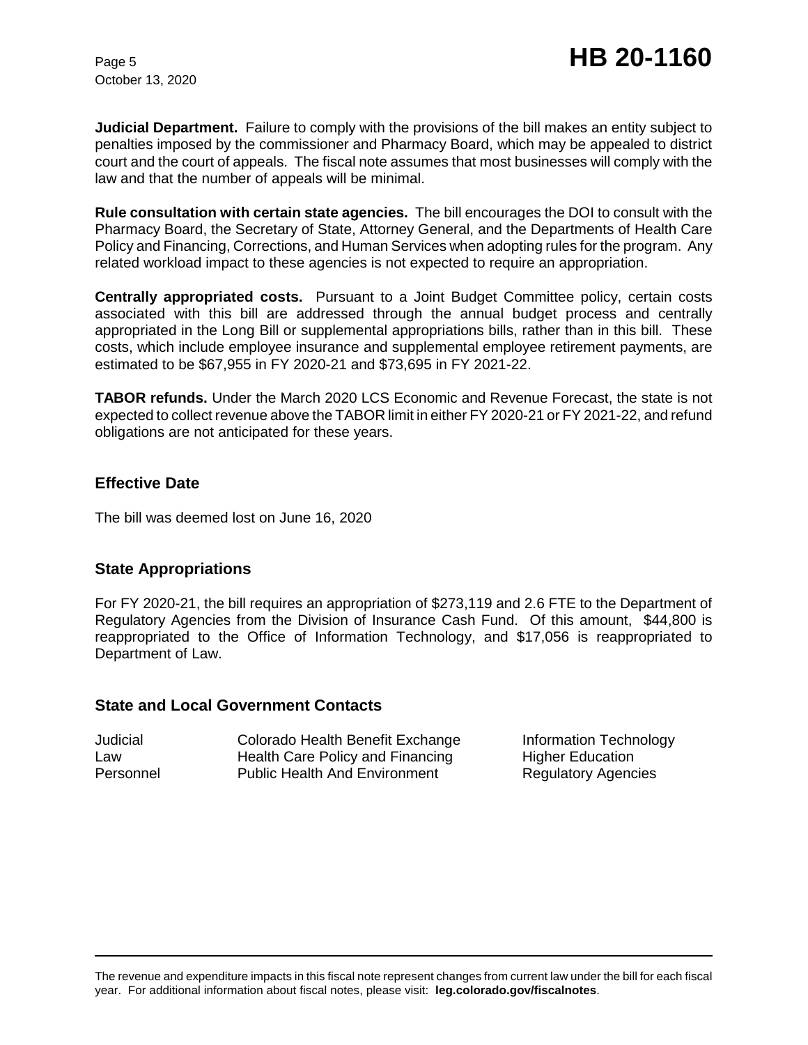**Judicial Department.** Failure to comply with the provisions of the bill makes an entity subject to penalties imposed by the commissioner and Pharmacy Board, which may be appealed to district court and the court of appeals. The fiscal note assumes that most businesses will comply with the law and that the number of appeals will be minimal.

**Rule consultation with certain state agencies.** The bill encourages the DOI to consult with the Pharmacy Board, the Secretary of State, Attorney General, and the Departments of Health Care Policy and Financing, Corrections, and Human Services when adopting rules for the program. Any related workload impact to these agencies is not expected to require an appropriation.

**Centrally appropriated costs.** Pursuant to a Joint Budget Committee policy, certain costs associated with this bill are addressed through the annual budget process and centrally appropriated in the Long Bill or supplemental appropriations bills, rather than in this bill. These costs, which include employee insurance and supplemental employee retirement payments, are estimated to be $67,955 in FY 2020-21 and $73,695 in FY 2021-22.

**TABOR refunds.** Under the March 2020 LCS Economic and Revenue Forecast, the state is not expected to collect revenue above the TABOR limit in either FY 2020-21 or FY 2021-22, and refund obligations are not anticipated for these years.

## Effective Date

The bill was deemed lost on June 16, 2020

## State Appropriations

For FY 2020-21, the bill requires an appropriation of $273,119 and 2.6 FTE to the Department of Regulatory Agencies from the Division of Insurance Cash Fund. Of this amount, $44,800 is reappropriated to the Office of Information Technology, and $17,056 is reappropriated to Department of Law.

## State and Local Government Contacts

| | | |
|---|---|---|
| Judicial | Colorado Health Benefit Exchange | Information Technology |
| Law | Health Care Policy and Financing | Higher Education |
| Personnel | Public Health And Environment | Regulatory Agencies |

The revenue and expenditure impacts in this fiscal note represent changes from current law under the bill for each fiscal year. For additional information about fiscal notes, please visit: **leg.colorado.gov/fiscalnotes**.